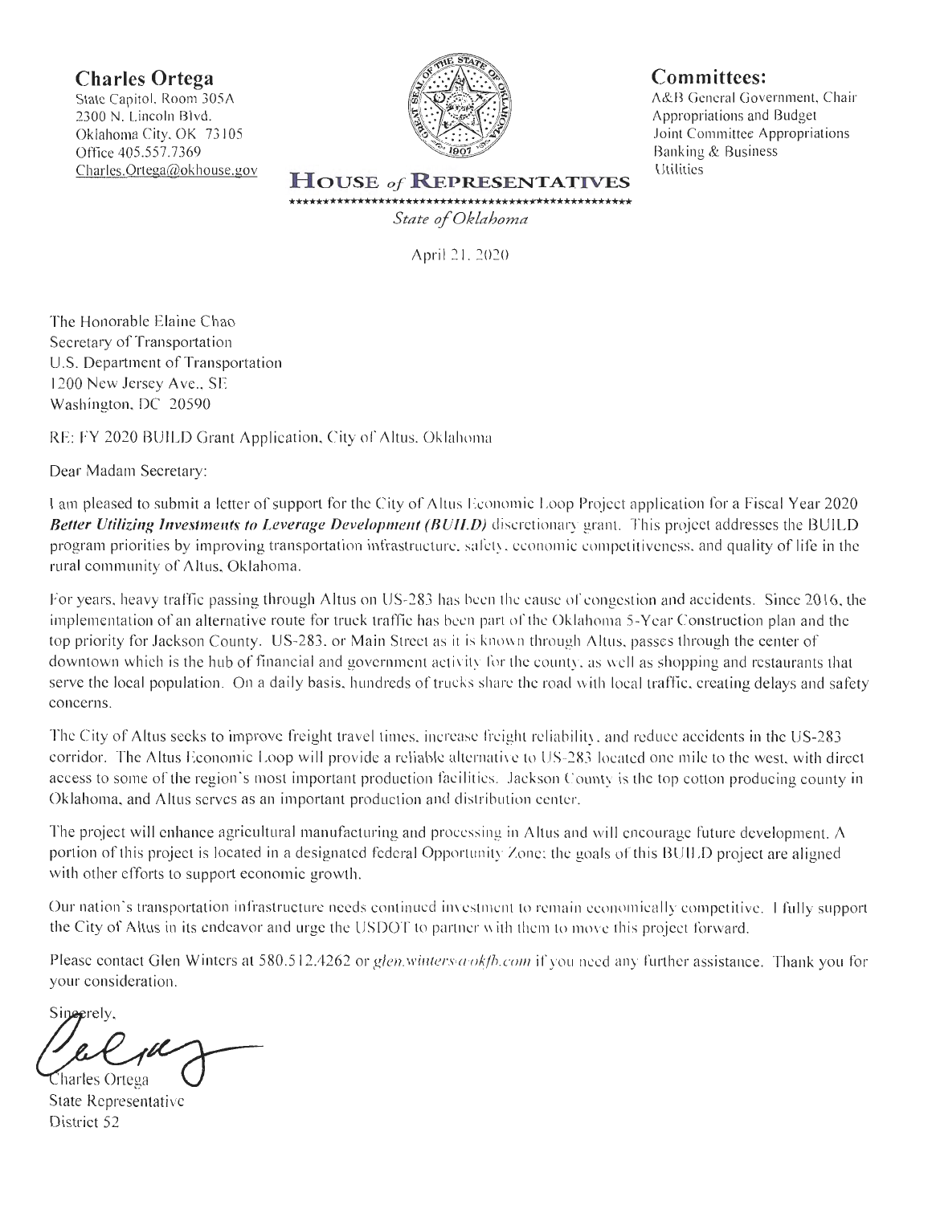**Charles Ortega**
State Capitol, Room 305A
2300 N. Lincoln Blvd.
Oklahoma City, OK 73105
Office 405.557.7369
Charles.Ortega@okhouse.gov

**HOUSE of REPRESENTATIVES**

*State of Oklahoma*

**Committees:**
A&B General Government, Chair
Appropriations and Budget
Joint Committee Appropriations
Banking & Business
Utilities

April 21, 2020

The Honorable Elaine Chao
Secretary of Transportation
U.S. Department of Transportation
1200 New Jersey Ave., SE
Washington, DC 20590

RE: FY 2020 BUILD Grant Application, City of Altus, Oklahoma

Dear Madam Secretary:

I am pleased to submit a letter of support for the City of Altus Economic Loop Project application for a Fiscal Year 2020 ***Better Utilizing Investments to Leverage Development (BUILD)*** discretionary grant. This project addresses the BUILD program priorities by improving transportation infrastructure, safety, economic competitiveness, and quality of life in the rural community of Altus, Oklahoma.

For years, heavy traffic passing through Altus on US-283 has been the cause of congestion and accidents. Since 2016, the implementation of an alternative route for truck traffic has been part of the Oklahoma 5-Year Construction plan and the top priority for Jackson County. US-283, or Main Street as it is known through Altus, passes through the center of downtown which is the hub of financial and government activity for the county, as well as shopping and restaurants that serve the local population. On a daily basis, hundreds of trucks share the road with local traffic, creating delays and safety concerns.

The City of Altus seeks to improve freight travel times, increase freight reliability, and reduce accidents in the US-283 corridor. The Altus Economic Loop will provide a reliable alternative to US-283 located one mile to the west, with direct access to some of the region's most important production facilities. Jackson County is the top cotton producing county in Oklahoma, and Altus serves as an important production and distribution center.

The project will enhance agricultural manufacturing and processing in Altus and will encourage future development. A portion of this project is located in a designated federal Opportunity Zone; the goals of this BUILD project are aligned with other efforts to support economic growth.

Our nation's transportation infrastructure needs continued investment to remain economically competitive. I fully support the City of Altus in its endeavor and urge the USDOT to partner with them to move this project forward.

Please contact Glen Winters at 580.512.4262 or *glen.winters@okfb.com* if you need any further assistance. Thank you for your consideration.

Sincerely,

Charles Ortega
State Representative
District 52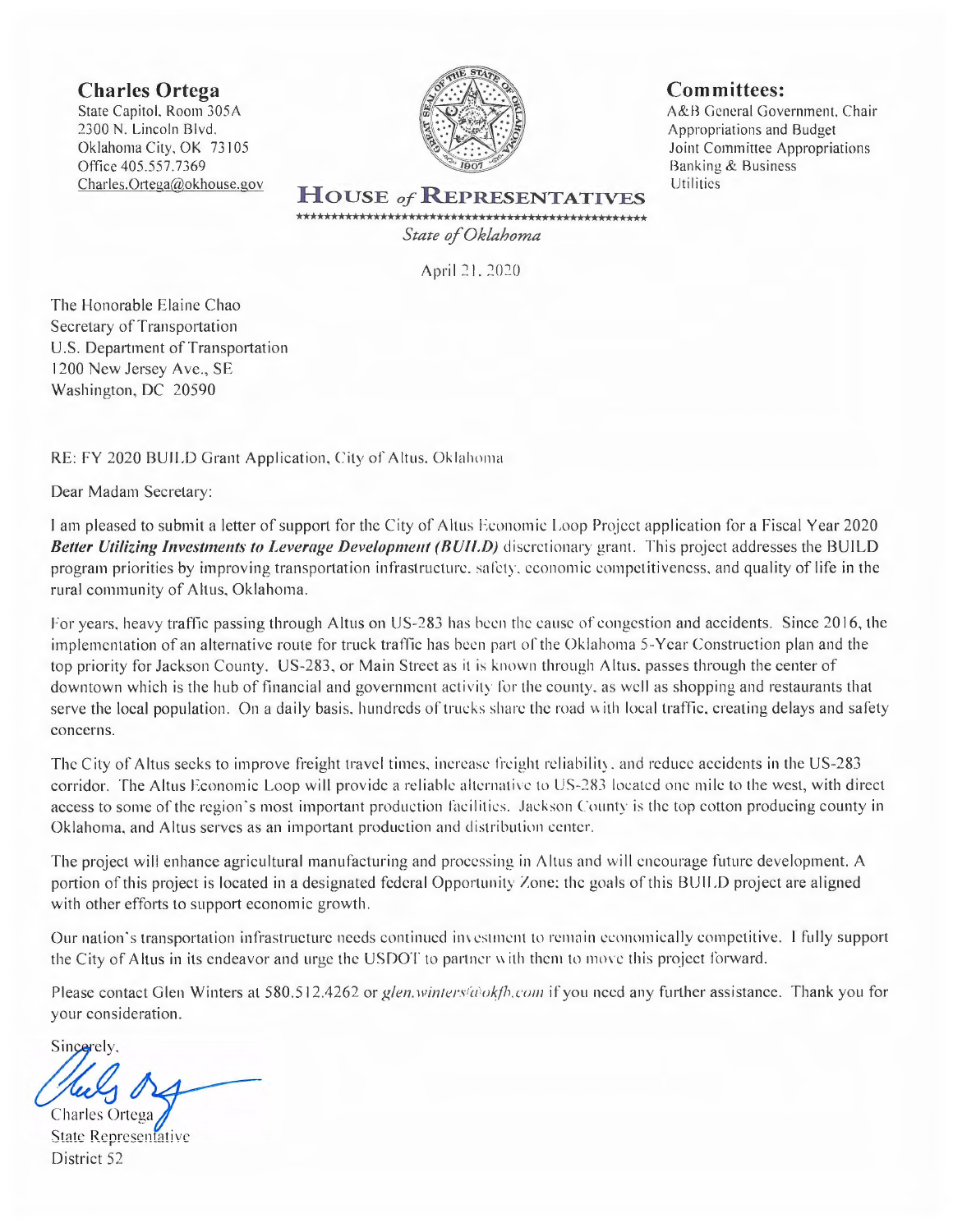**Charles Ortega**
State Capitol, Room 305A
2300 N. Lincoln Blvd.
Oklahoma City, OK 73105
Office 405.557.7369
Charles.Ortega@okhouse.gov

**HOUSE of REPRESENTATIVES**
\*\*\*\*\*\*\*\*\*\*\*\*\*\*\*\*\*\*\*\*\*\*\*\*\*\*\*\*\*\*\*\*\*\*\*\*\*\*\*\*\*\*\*\*\*\*\*\*\*\*
*State of Oklahoma*

**Committees:**
A&B General Government, Chair
Appropriations and Budget
Joint Committee Appropriations
Banking & Business
Utilities

April 21, 2020

The Honorable Elaine Chao
Secretary of Transportation
U.S. Department of Transportation
1200 New Jersey Ave., SE
Washington, DC 20590

RE: FY 2020 BUILD Grant Application, City of Altus, Oklahoma

Dear Madam Secretary:

I am pleased to submit a letter of support for the City of Altus Economic Loop Project application for a Fiscal Year 2020 ***Better Utilizing Investments to Leverage Development (BUILD)*** discretionary grant. This project addresses the BUILD program priorities by improving transportation infrastructure, safety, economic competitiveness, and quality of life in the rural community of Altus, Oklahoma.

For years, heavy traffic passing through Altus on US-283 has been the cause of congestion and accidents. Since 2016, the implementation of an alternative route for truck traffic has been part of the Oklahoma 5-Year Construction plan and the top priority for Jackson County. US-283, or Main Street as it is known through Altus, passes through the center of downtown which is the hub of financial and government activity for the county, as well as shopping and restaurants that serve the local population. On a daily basis, hundreds of trucks share the road with local traffic, creating delays and safety concerns.

The City of Altus seeks to improve freight travel times, increase freight reliability, and reduce accidents in the US-283 corridor. The Altus Economic Loop will provide a reliable alternative to US-283 located one mile to the west, with direct access to some of the region's most important production facilities. Jackson County is the top cotton producing county in Oklahoma, and Altus serves as an important production and distribution center.

The project will enhance agricultural manufacturing and processing in Altus and will encourage future development. A portion of this project is located in a designated federal Opportunity Zone; the goals of this BUILD project are aligned with other efforts to support economic growth.

Our nation's transportation infrastructure needs continued investment to remain economically competitive. I fully support the City of Altus in its endeavor and urge the USDOT to partner with them to move this project forward.

Please contact Glen Winters at 580.512.4262 or *glen.winters@okfb.com* if you need any further assistance. Thank you for your consideration.

Sincerely,

Charles Ortega
State Representative
District 52